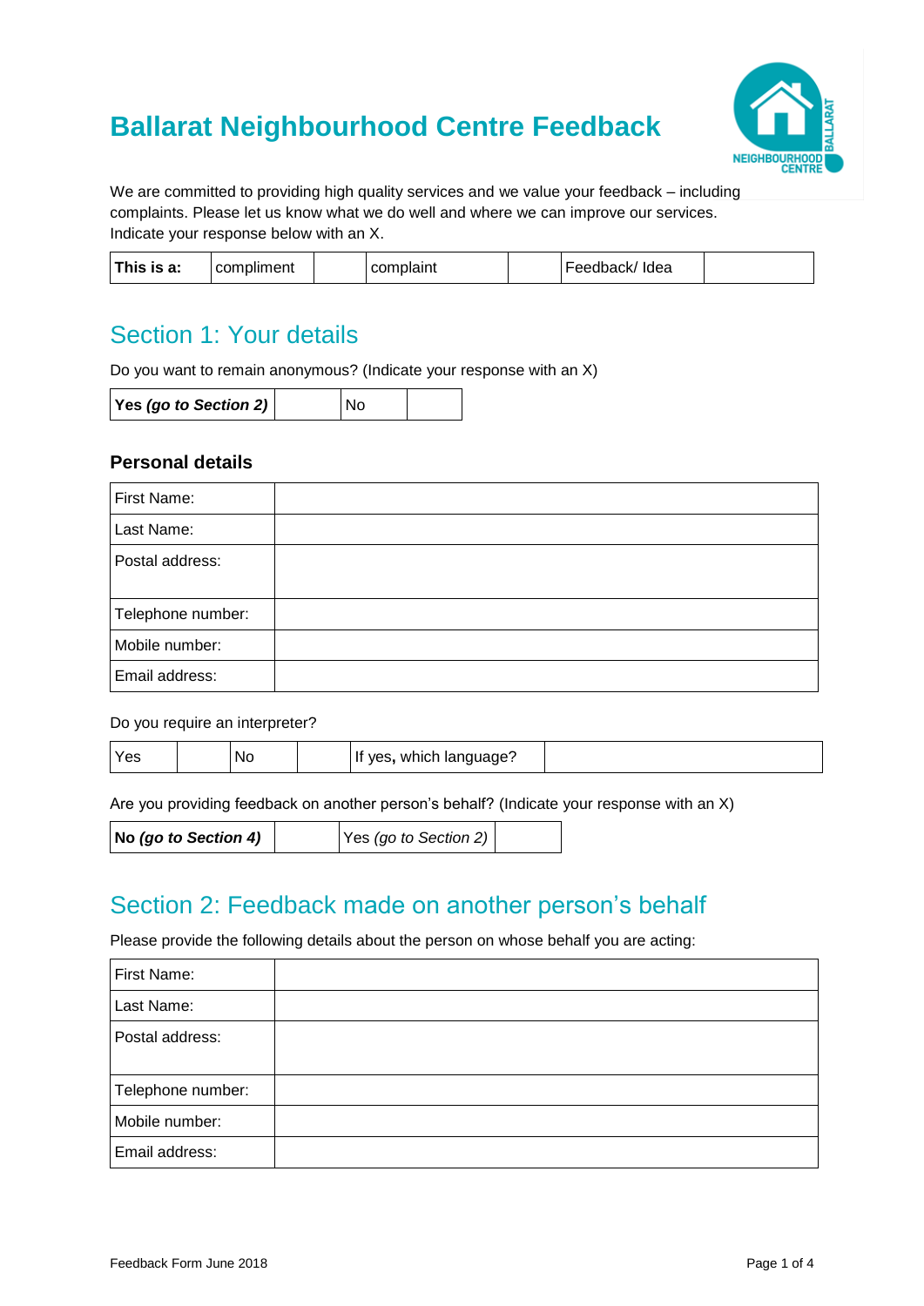# Ballarat Neighbourhood Centre Feedback

We are committed to providing high quality services and we value your feedback – including complaints. Please let us know what we do well and where we can improve our services. Indicate your response below with an X.

| **This is a:** | compliment | | complaint | | Feedback/ Idea | |
|---|---|---|---|---|---|---|

## Section 1: Your details

Do you want to remain anonymous? (Indicate your response with an X)

| **Yes *(go to Section 2)*** | | No | |
|---|---|---|---|

### Personal details

| First Name: | |
|---|---|
| Last Name: | |
| Postal address: | |
| Telephone number: | |
| Mobile number: | |
| Email address: | |

Do you require an interpreter?

| Yes | | No | | If yes, which language? | |
|---|---|---|---|---|---|

Are you providing feedback on another person's behalf? (Indicate your response with an X)

| **No *(go to Section 4)*** | | Yes *(go to Section 2)* | |
|---|---|---|---|

## Section 2: Feedback made on another person's behalf

Please provide the following details about the person on whose behalf you are acting:

| First Name: | |
|---|---|
| Last Name: | |
| Postal address: | |
| Telephone number: | |
| Mobile number: | |
| Email address: | |

Feedback Form June 2018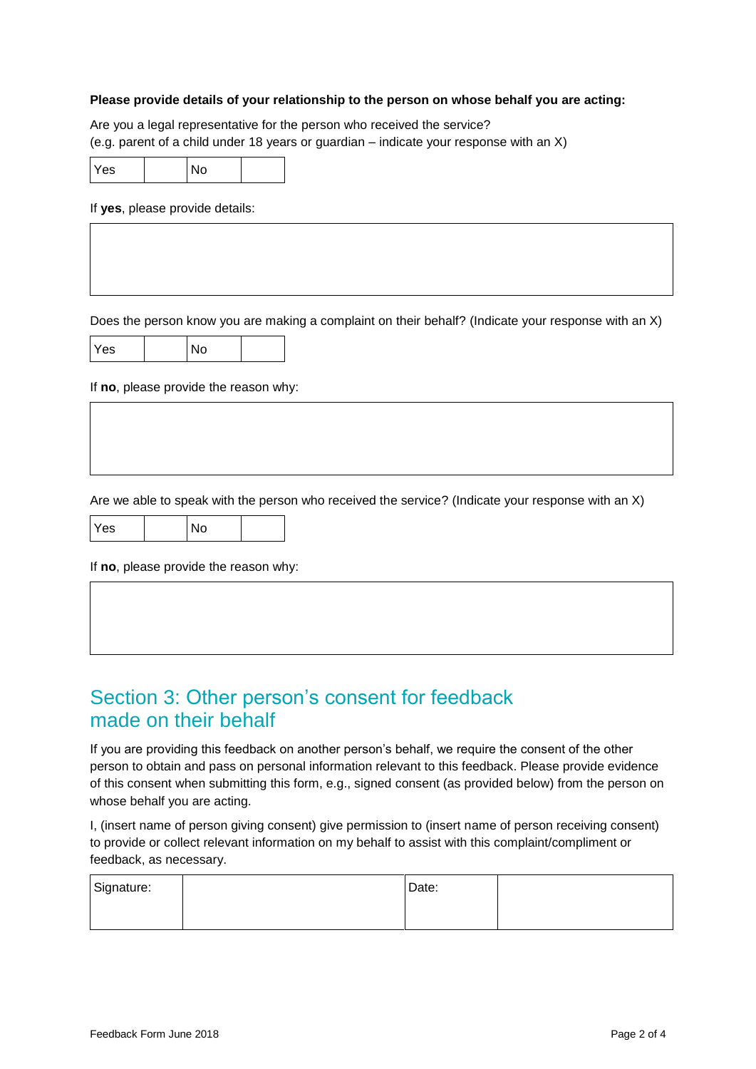**Please provide details of your relationship to the person on whose behalf you are acting:**

Are you a legal representative for the person who received the service?
(e.g. parent of a child under 18 years or guardian – indicate your response with an X)

| Yes | | No | |
|---|---|---|---|

If **yes**, please provide details:

| |
|---|
| |

Does the person know you are making a complaint on their behalf? (Indicate your response with an X)

| Yes | | No | |
|---|---|---|---|

If **no**, please provide the reason why:

| |
|---|
| |

Are we able to speak with the person who received the service? (Indicate your response with an X)

| Yes | | No | |
|---|---|---|---|

If **no**, please provide the reason why:

| |
|---|
| |

## Section 3: Other person's consent for feedback made on their behalf

If you are providing this feedback on another person's behalf, we require the consent of the other person to obtain and pass on personal information relevant to this feedback. Please provide evidence of this consent when submitting this form, e.g., signed consent (as provided below) from the person on whose behalf you are acting.

I, (insert name of person giving consent) give permission to (insert name of person receiving consent) to provide or collect relevant information on my behalf to assist with this complaint/compliment or feedback, as necessary.

| Signature: | | Date: | |
|---|---|---|---|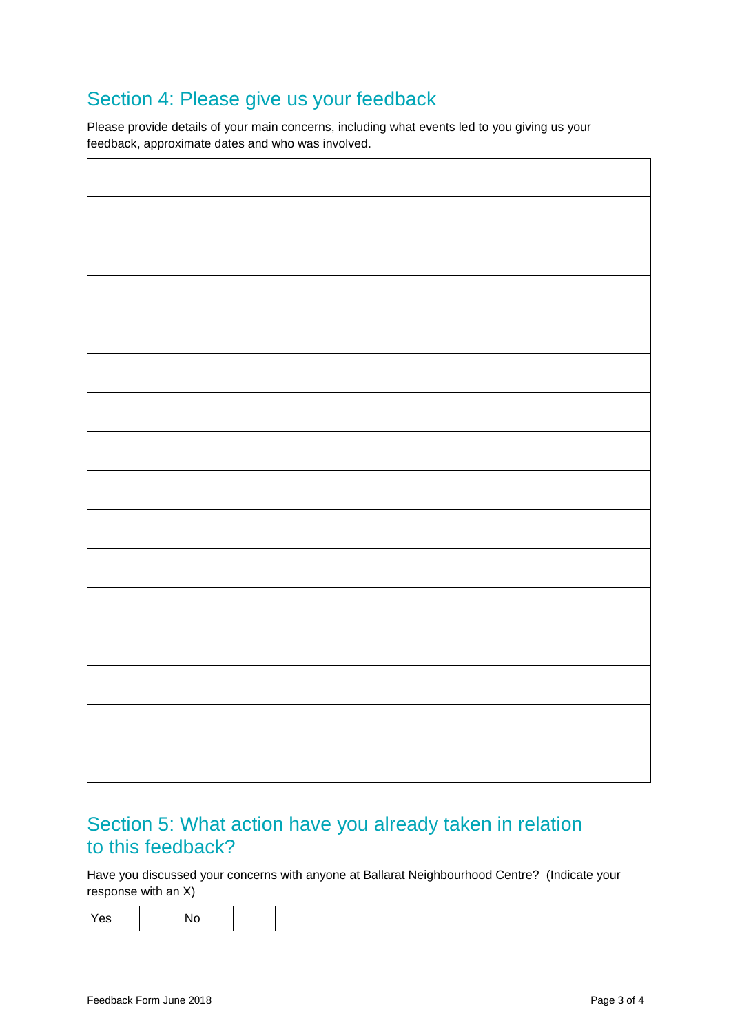## Section 4: Please give us your feedback

Please provide details of your main concerns, including what events led to you giving us your feedback, approximate dates and who was involved.

| |
|---|
| |
| |
| |
| |
| |
| |
| |
| |
| |
| |
| |
| |
| |
| |
| |

## Section 5: What action have you already taken in relation to this feedback?

Have you discussed your concerns with anyone at Ballarat Neighbourhood Centre? (Indicate your response with an X)

| Yes | | No | |
|---|---|---|---|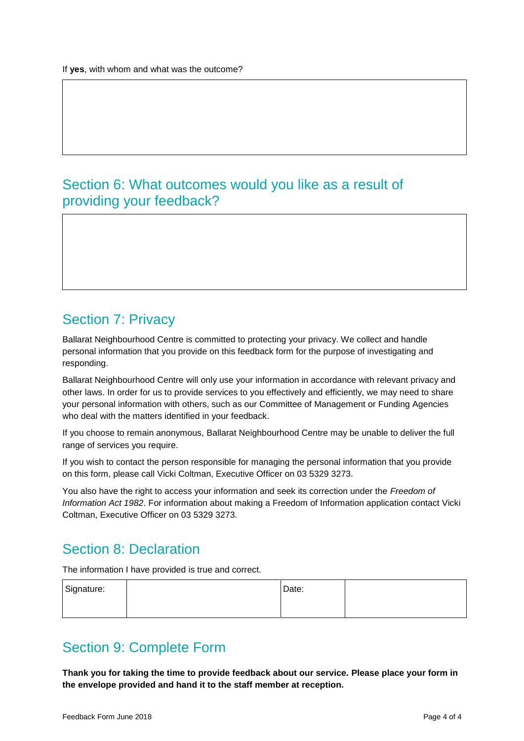If **yes**, with whom and what was the outcome?

## Section 6: What outcomes would you like as a result of providing your feedback?

## Section 7: Privacy

Ballarat Neighbourhood Centre is committed to protecting your privacy. We collect and handle personal information that you provide on this feedback form for the purpose of investigating and responding.

Ballarat Neighbourhood Centre will only use your information in accordance with relevant privacy and other laws. In order for us to provide services to you effectively and efficiently, we may need to share your personal information with others, such as our Committee of Management or Funding Agencies who deal with the matters identified in your feedback.

If you choose to remain anonymous, Ballarat Neighbourhood Centre may be unable to deliver the full range of services you require.

If you wish to contact the person responsible for managing the personal information that you provide on this form, please call Vicki Coltman, Executive Officer on 03 5329 3273.

You also have the right to access your information and seek its correction under the *Freedom of Information Act 1982*. For information about making a Freedom of Information application contact Vicki Coltman, Executive Officer on 03 5329 3273.

## Section 8: Declaration

The information I have provided is true and correct.

| | | | |
|---|---|---|---|
| Signature: | | Date: | |

## Section 9: Complete Form

**Thank you for taking the time to provide feedback about our service. Please place your form in the envelope provided and hand it to the staff member at reception.**

Feedback Form June 2018